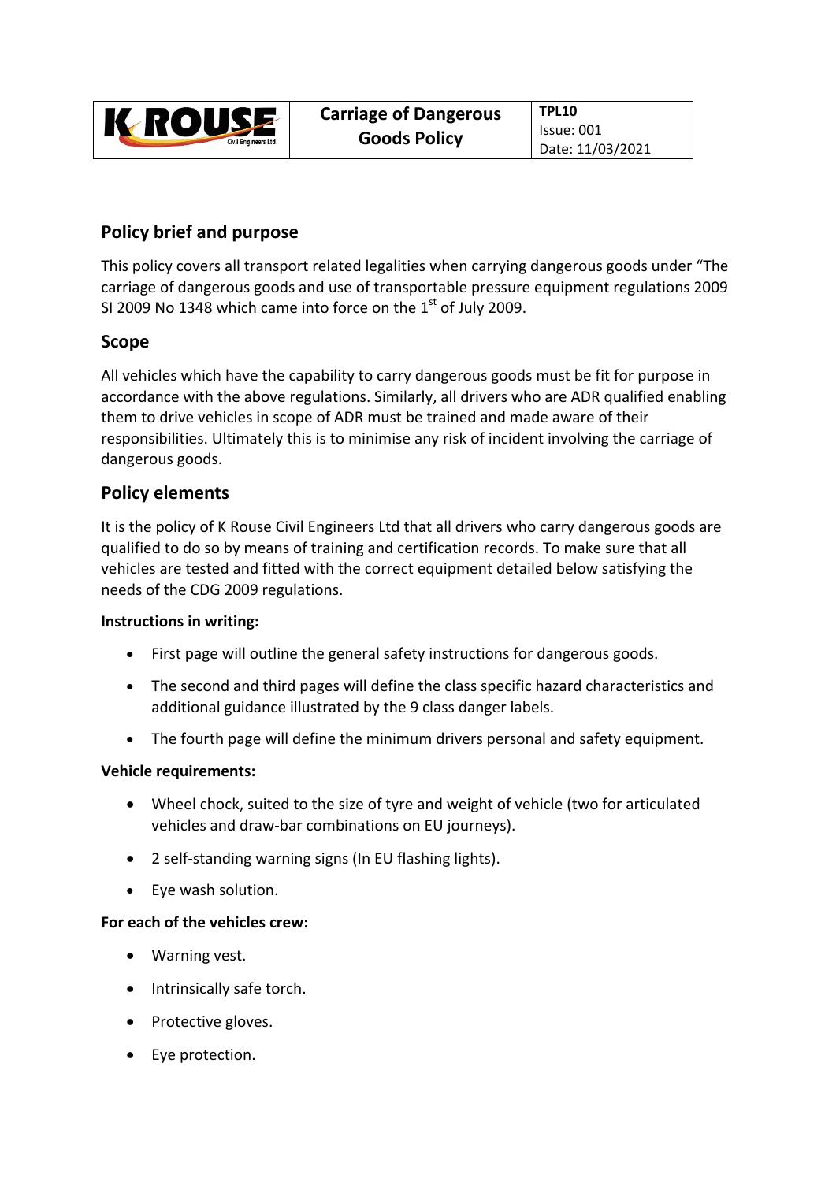| K ROUSE Civil Engineers Ltd | **Carriage of Dangerous Goods Policy** | **TPL10** Issue: 001 Date: 11/03/2021 |
|---|---|---|

## Policy brief and purpose

This policy covers all transport related legalities when carrying dangerous goods under "The carriage of dangerous goods and use of transportable pressure equipment regulations 2009 SI 2009 No 1348 which came into force on the 1st of July 2009.

## Scope

All vehicles which have the capability to carry dangerous goods must be fit for purpose in accordance with the above regulations. Similarly, all drivers who are ADR qualified enabling them to drive vehicles in scope of ADR must be trained and made aware of their responsibilities. Ultimately this is to minimise any risk of incident involving the carriage of dangerous goods.

## Policy elements

It is the policy of K Rouse Civil Engineers Ltd that all drivers who carry dangerous goods are qualified to do so by means of training and certification records. To make sure that all vehicles are tested and fitted with the correct equipment detailed below satisfying the needs of the CDG 2009 regulations.

**Instructions in writing:**

- First page will outline the general safety instructions for dangerous goods.
- The second and third pages will define the class specific hazard characteristics and additional guidance illustrated by the 9 class danger labels.
- The fourth page will define the minimum drivers personal and safety equipment.

**Vehicle requirements:**

- Wheel chock, suited to the size of tyre and weight of vehicle (two for articulated vehicles and draw-bar combinations on EU journeys).
- 2 self-standing warning signs (In EU flashing lights).
- Eye wash solution.

**For each of the vehicles crew:**

- Warning vest.
- Intrinsically safe torch.
- Protective gloves.
- Eye protection.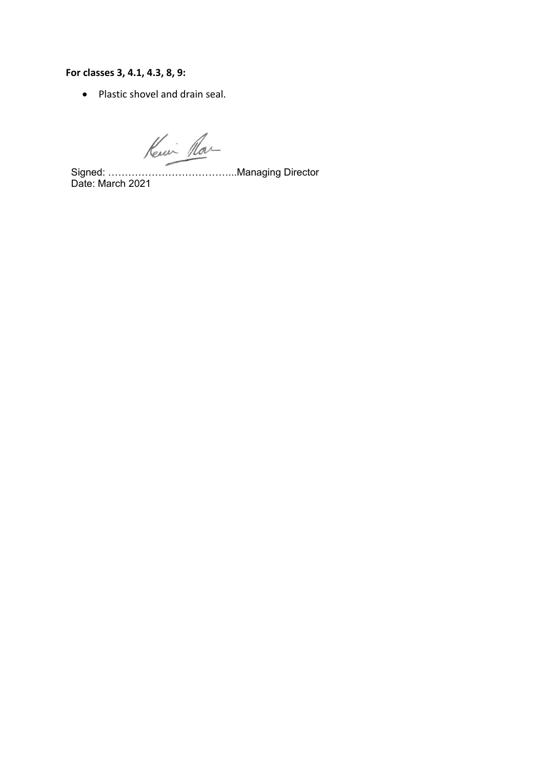**For classes 3, 4.1, 4.3, 8, 9:**

- Plastic shovel and drain seal.

Signed: ………………………………...Managing Director
Date: March 2021